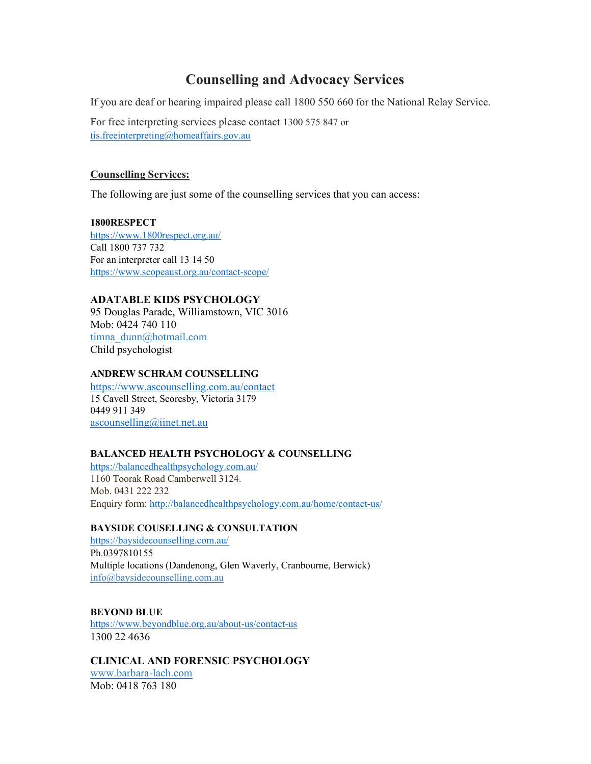# Counselling and Advocacy Services

If you are deaf or hearing impaired please call 1800 550 660 for the National Relay Service.

For free interpreting services please contact 1300 575 847 or tis.freeinterpreting@homeaffairs.gov.au

## Counselling Services:

The following are just some of the counselling services that you can access:

**1800RESPECT**
https://www.1800respect.org.au/
Call 1800 737 732
For an interpreter call 13 14 50
https://www.scopeaust.org.au/contact-scope/

**ADATABLE KIDS PSYCHOLOGY**
95 Douglas Parade, Williamstown, VIC 3016
Mob: 0424 740 110
timna_dunn@hotmail.com
Child psychologist

**ANDREW SCHRAM COUNSELLING**
https://www.ascounselling.com.au/contact
15 Cavell Street, Scoresby, Victoria 3179
0449 911 349
ascounselling@iinet.net.au

**BALANCED HEALTH PSYCHOLOGY & COUNSELLING**
https://balancedhealthpsychology.com.au/
1160 Toorak Road Camberwell 3124.
Mob. 0431 222 232
Enquiry form: http://balancedhealthpsychology.com.au/home/contact-us/

**BAYSIDE COUSELLING & CONSULTATION**
https://baysidecounselling.com.au/
Ph.0397810155
Multiple locations (Dandenong, Glen Waverly, Cranbourne, Berwick)
info@baysidecounselling.com.au

**BEYOND BLUE**
https://www.beyondblue.org.au/about-us/contact-us
1300 22 4636

**CLINICAL AND FORENSIC PSYCHOLOGY**
www.barbara-lach.com
Mob: 0418 763 180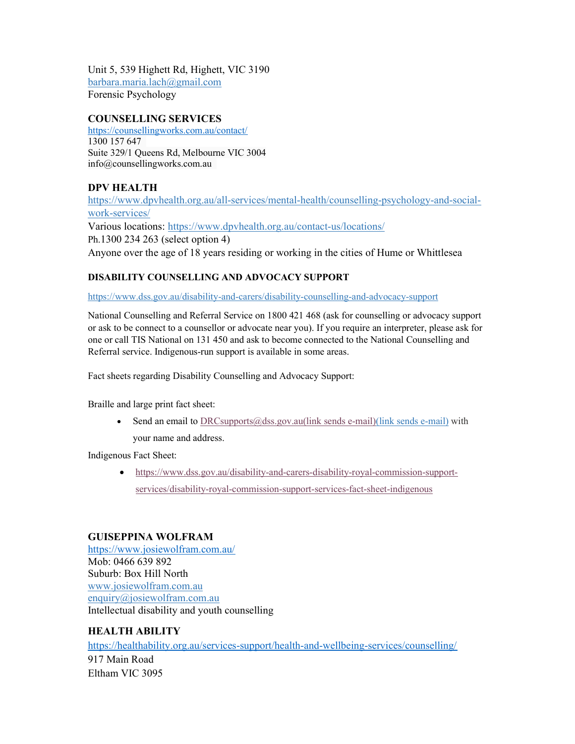Unit 5, 539 Highett Rd, Highett, VIC 3190
barbara.maria.lach@gmail.com
Forensic Psychology

**COUNSELLING SERVICES**
https://counsellingworks.com.au/contact/
1300 157 647
Suite 329/1 Queens Rd, Melbourne VIC 3004
info@counsellingworks.com.au

**DPV HEALTH**
https://www.dpvhealth.org.au/all-services/mental-health/counselling-psychology-and-social-work-services/
Various locations: https://www.dpvhealth.org.au/contact-us/locations/
Ph.1300 234 263 (select option 4)
Anyone over the age of 18 years residing or working in the cities of Hume or Whittlesea

**DISABILITY COUNSELLING AND ADVOCACY SUPPORT**

https://www.dss.gov.au/disability-and-carers/disability-counselling-and-advocacy-support

National Counselling and Referral Service on 1800 421 468 (ask for counselling or advocacy support or ask to be connect to a counsellor or advocate near you). If you require an interpreter, please ask for one or call TIS National on 131 450 and ask to become connected to the National Counselling and Referral service. Indigenous-run support is available in some areas.

Fact sheets regarding Disability Counselling and Advocacy Support:

Braille and large print fact sheet:

- Send an email to DRCsupports@dss.gov.au(link sends e-mail)(link sends e-mail) with your name and address.

Indigenous Fact Sheet:

- https://www.dss.gov.au/disability-and-carers-disability-royal-commission-support-services/disability-royal-commission-support-services-fact-sheet-indigenous

**GUISEPPINA WOLFRAM**
https://www.josiewolfram.com.au/
Mob: 0466 639 892
Suburb: Box Hill North
www.josiewolfram.com.au
enquiry@josiewolfram.com.au
Intellectual disability and youth counselling

**HEALTH ABILITY**
https://healthability.org.au/services-support/health-and-wellbeing-services/counselling/
917 Main Road
Eltham VIC 3095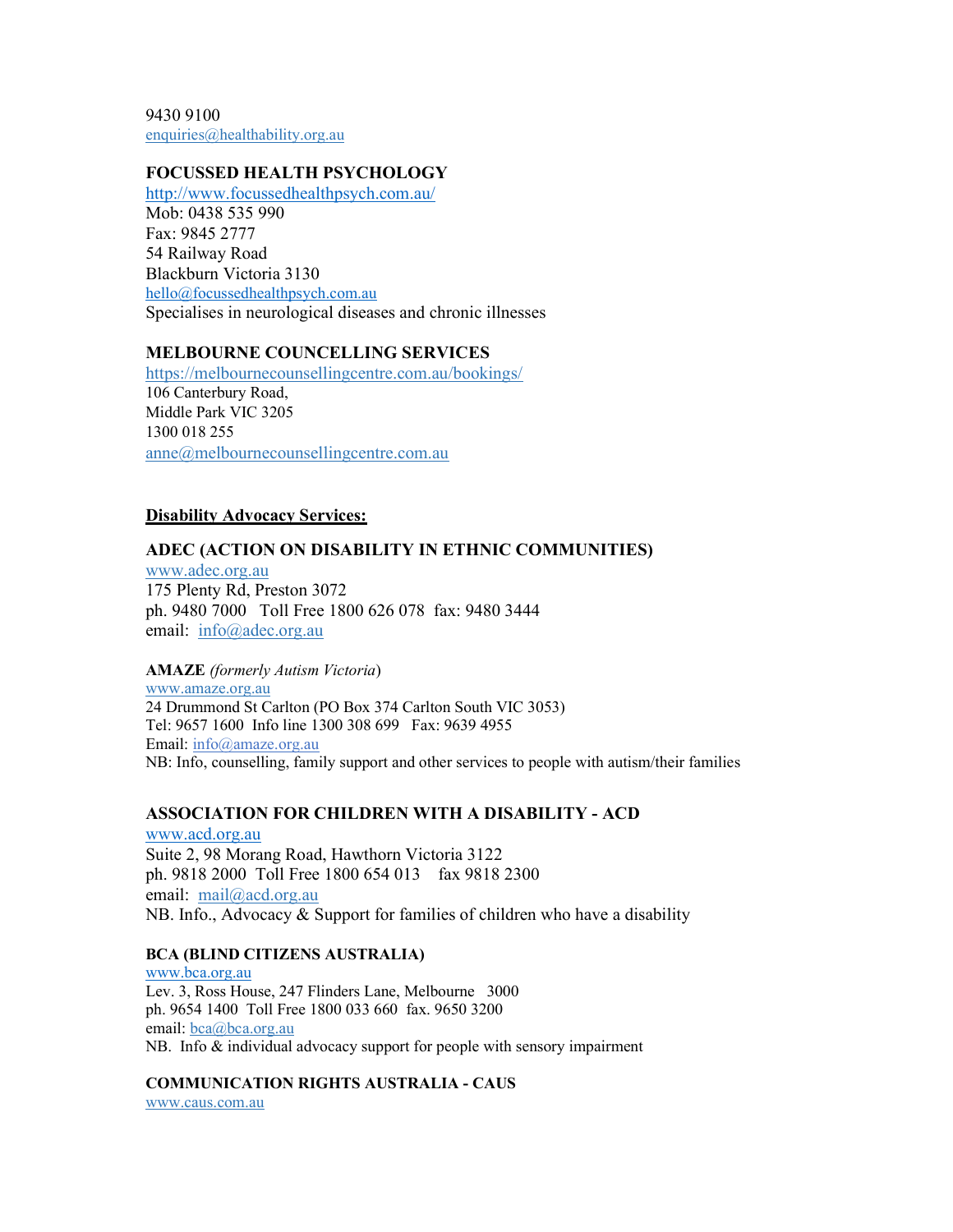9430 9100
enquiries@healthability.org.au

**FOCUSSED HEALTH PSYCHOLOGY**
http://www.focussedhealthpsych.com.au/
Mob: 0438 535 990
Fax: 9845 2777
54 Railway Road
Blackburn Victoria 3130
hello@focussedhealthpsych.com.au
Specialises in neurological diseases and chronic illnesses

**MELBOURNE COUNCELLING SERVICES**
https://melbournecounsellingcentre.com.au/bookings/
106 Canterbury Road,
Middle Park VIC 3205
1300 018 255
anne@melbournecounsellingcentre.com.au

## Disability Advocacy Services:

**ADEC (ACTION ON DISABILITY IN ETHNIC COMMUNITIES)**
www.adec.org.au
175 Plenty Rd, Preston 3072
ph. 9480 7000 Toll Free 1800 626 078 fax: 9480 3444
email: info@adec.org.au

**AMAZE** *(formerly Autism Victoria*)
www.amaze.org.au
24 Drummond St Carlton (PO Box 374 Carlton South VIC 3053)
Tel: 9657 1600 Info line 1300 308 699 Fax: 9639 4955
Email: info@amaze.org.au
NB: Info, counselling, family support and other services to people with autism/their families

**ASSOCIATION FOR CHILDREN WITH A DISABILITY - ACD**
www.acd.org.au
Suite 2, 98 Morang Road, Hawthorn Victoria 3122
ph. 9818 2000 Toll Free 1800 654 013 fax 9818 2300
email: mail@acd.org.au
NB. Info., Advocacy & Support for families of children who have a disability

**BCA (BLIND CITIZENS AUSTRALIA)**
www.bca.org.au
Lev. 3, Ross House, 247 Flinders Lane, Melbourne 3000
ph. 9654 1400 Toll Free 1800 033 660 fax. 9650 3200
email: bca@bca.org.au
NB. Info & individual advocacy support for people with sensory impairment

**COMMUNICATION RIGHTS AUSTRALIA - CAUS**
www.caus.com.au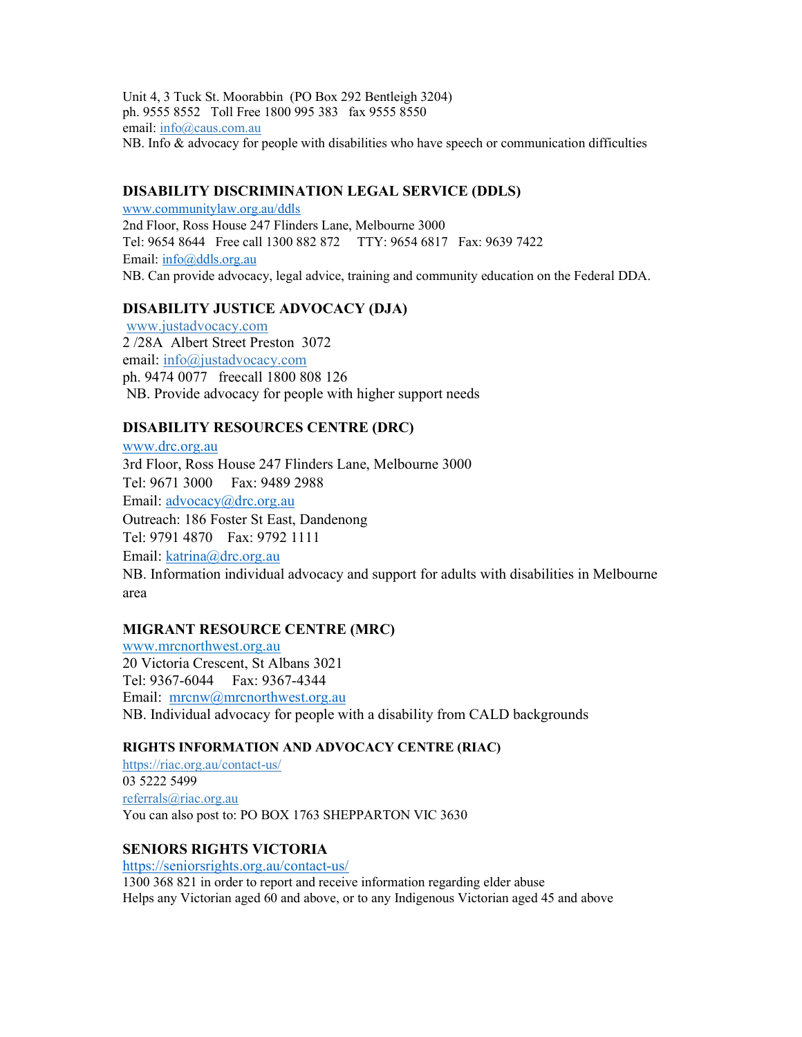Unit 4, 3 Tuck St. Moorabbin (PO Box 292 Bentleigh 3204)
ph. 9555 8552 Toll Free 1800 995 383 fax 9555 8550
email: info@caus.com.au
NB. Info & advocacy for people with disabilities who have speech or communication difficulties

**DISABILITY DISCRIMINATION LEGAL SERVICE (DDLS)**
www.communitylaw.org.au/ddls
2nd Floor, Ross House 247 Flinders Lane, Melbourne 3000
Tel: 9654 8644 Free call 1300 882 872 TTY: 9654 6817 Fax: 9639 7422
Email: info@ddls.org.au
NB. Can provide advocacy, legal advice, training and community education on the Federal DDA.

**DISABILITY JUSTICE ADVOCACY (DJA)**
www.justadvocacy.com
2 /28A Albert Street Preston 3072
email: info@justadvocacy.com
ph. 9474 0077 freecall 1800 808 126
NB. Provide advocacy for people with higher support needs

**DISABILITY RESOURCES CENTRE (DRC)**
www.drc.org.au
3rd Floor, Ross House 247 Flinders Lane, Melbourne 3000
Tel: 9671 3000 Fax: 9489 2988
Email: advocacy@drc.org.au
Outreach: 186 Foster St East, Dandenong
Tel: 9791 4870 Fax: 9792 1111
Email: katrina@drc.org.au
NB. Information individual advocacy and support for adults with disabilities in Melbourne area

**MIGRANT RESOURCE CENTRE (MRC)**
www.mrcnorthwest.org.au
20 Victoria Crescent, St Albans 3021
Tel: 9367-6044 Fax: 9367-4344
Email: mrcnw@mrcnorthwest.org.au
NB. Individual advocacy for people with a disability from CALD backgrounds

**RIGHTS INFORMATION AND ADVOCACY CENTRE (RIAC)**
https://riac.org.au/contact-us/
03 5222 5499
referrals@riac.org.au
You can also post to: PO BOX 1763 SHEPPARTON VIC 3630

**SENIORS RIGHTS VICTORIA**
https://seniorsrights.org.au/contact-us/
1300 368 821 in order to report and receive information regarding elder abuse
Helps any Victorian aged 60 and above, or to any Indigenous Victorian aged 45 and above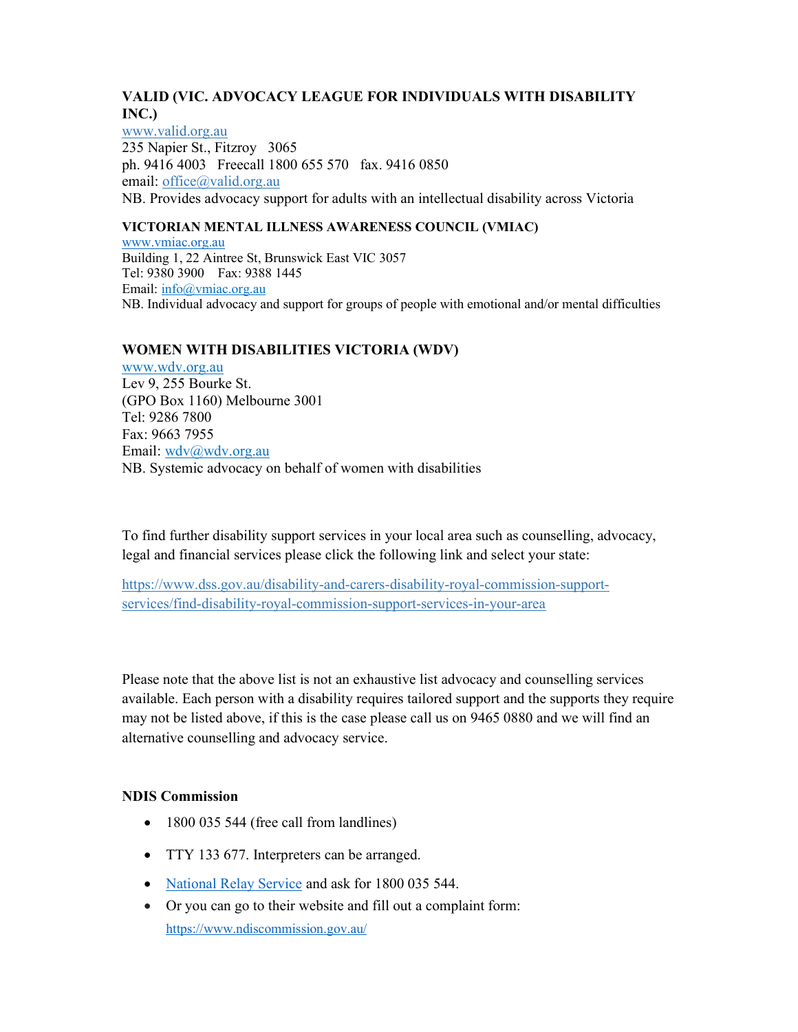**VALID (VIC. ADVOCACY LEAGUE FOR INDIVIDUALS WITH DISABILITY INC.)**

www.valid.org.au
235 Napier St., Fitzroy 3065
ph. 9416 4003 Freecall 1800 655 570 fax. 9416 0850
email: office@valid.org.au
NB. Provides advocacy support for adults with an intellectual disability across Victoria

**VICTORIAN MENTAL ILLNESS AWARENESS COUNCIL (VMIAC)**

www.vmiac.org.au
Building 1, 22 Aintree St, Brunswick East VIC 3057
Tel: 9380 3900 Fax: 9388 1445
Email: info@vmiac.org.au
NB. Individual advocacy and support for groups of people with emotional and/or mental difficulties

**WOMEN WITH DISABILITIES VICTORIA (WDV)**

www.wdv.org.au
Lev 9, 255 Bourke St.
(GPO Box 1160) Melbourne 3001
Tel: 9286 7800
Fax: 9663 7955
Email: wdv@wdv.org.au
NB. Systemic advocacy on behalf of women with disabilities

To find further disability support services in your local area such as counselling, advocacy, legal and financial services please click the following link and select your state:

https://www.dss.gov.au/disability-and-carers-disability-royal-commission-support-services/find-disability-royal-commission-support-services-in-your-area

Please note that the above list is not an exhaustive list advocacy and counselling services available. Each person with a disability requires tailored support and the supports they require may not be listed above, if this is the case please call us on 9465 0880 and we will find an alternative counselling and advocacy service.

**NDIS Commission**

- 1800 035 544 (free call from landlines)
- TTY 133 677. Interpreters can be arranged.
- National Relay Service and ask for 1800 035 544.
- Or you can go to their website and fill out a complaint form: https://www.ndiscommission.gov.au/